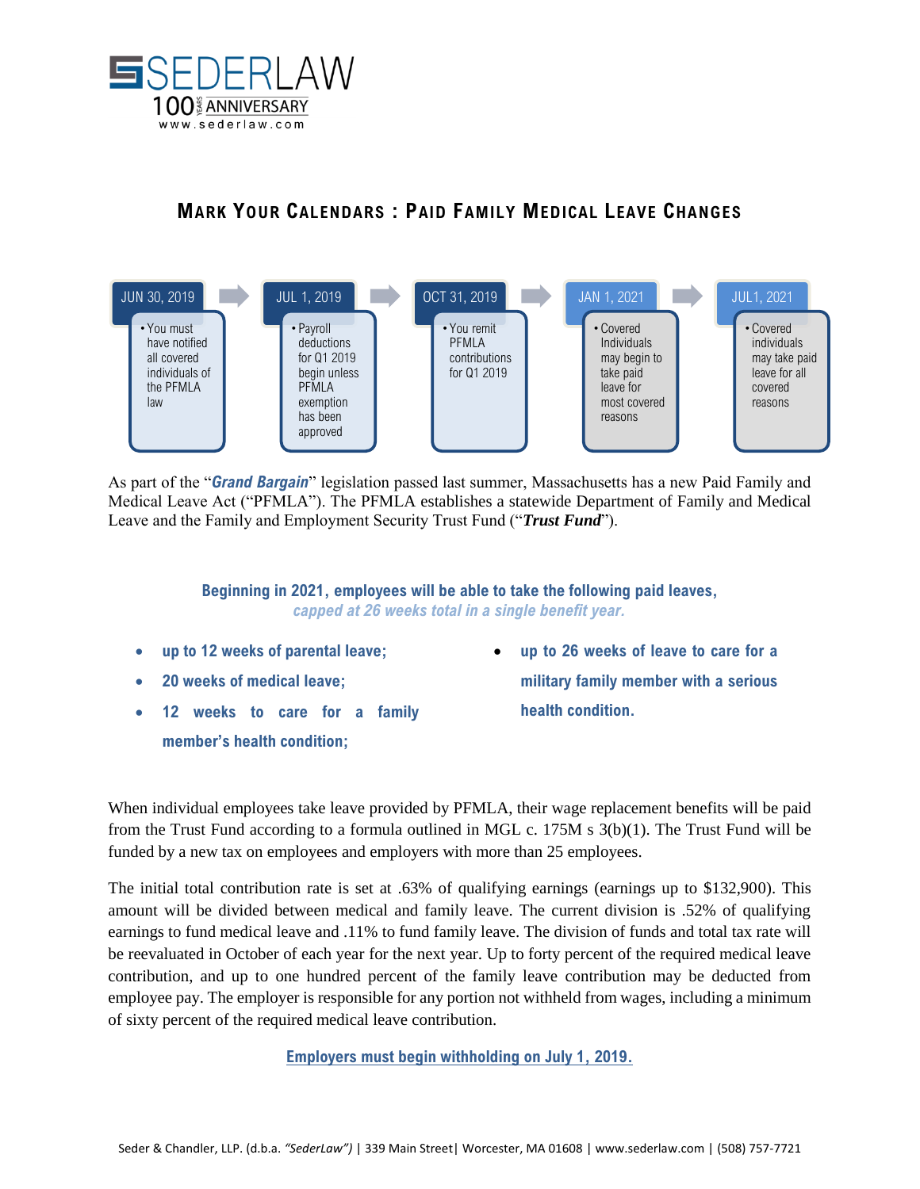SEDERLAW

100 YEARS ANNIVERSARY

www.sederlaw.com

## MARK YOUR CALENDARS : PAID FAMILY MEDICAL LEAVE CHANGES

**JUN 30, 2019**
- You must have notified all covered individuals of the PFMLA law

**JUL 1, 2019**
- Payroll deductions for Q1 2019 begin unless PFMLA exemption has been approved

**OCT 31, 2019**
- You remit PFMLA contributions for Q1 2019

**JAN 1, 2021**
- Covered Individuals may begin to take paid leave for most covered reasons

**JUL1, 2021**
- Covered individuals may take paid leave for all covered reasons

As part of the "***Grand Bargain***" legislation passed last summer, Massachusetts has a new Paid Family and Medical Leave Act ("PFMLA"). The PFMLA establishes a statewide Department of Family and Medical Leave and the Family and Employment Security Trust Fund ("***Trust Fund***").

**Beginning in 2021, employees will be able to take the following paid leaves,**
***capped at 26 weeks total in a single benefit year.***

- **up to 12 weeks of parental leave;**
- **20 weeks of medical leave;**
- **12 weeks to care for a family member's health condition;**
- **up to 26 weeks of leave to care for a military family member with a serious health condition.**

When individual employees take leave provided by PFMLA, their wage replacement benefits will be paid from the Trust Fund according to a formula outlined in MGL c. 175M s 3(b)(1). The Trust Fund will be funded by a new tax on employees and employers with more than 25 employees.

The initial total contribution rate is set at .63% of qualifying earnings (earnings up to $132,900). This amount will be divided between medical and family leave. The current division is .52% of qualifying earnings to fund medical leave and .11% to fund family leave. The division of funds and total tax rate will be reevaluated in October of each year for the next year. Up to forty percent of the required medical leave contribution, and up to one hundred percent of the family leave contribution may be deducted from employee pay. The employer is responsible for any portion not withheld from wages, including a minimum of sixty percent of the required medical leave contribution.

**Employers must begin withholding on July 1, 2019.**

Seder & Chandler, LLP. (d.b.a. *"SederLaw")* | 339 Main Street| Worcester, MA 01608 | www.sederlaw.com | (508) 757-7721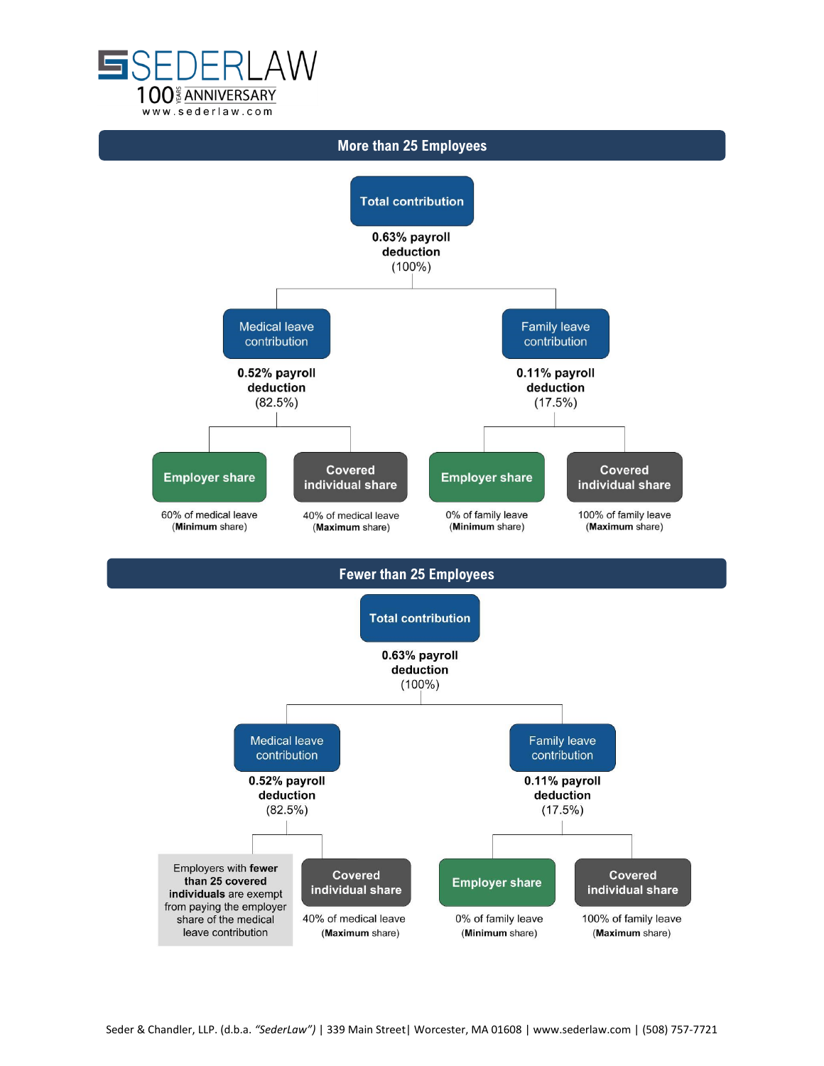## More than 25 Employees

**Total contribution**

**0.63% payroll deduction** (100%)

- **Medical leave contribution** — **0.52% payroll deduction** (82.5%)
  - **Employer share** — 60% of medical leave (**Minimum** share)
  - **Covered individual share** — 40% of medical leave (**Maximum** share)
- **Family leave contribution** — **0.11% payroll deduction** (17.5%)
  - **Employer share** — 0% of family leave (**Minimum** share)
  - **Covered individual share** — 100% of family leave (**Maximum** share)

## Fewer than 25 Employees

**Total contribution**

**0.63% payroll deduction** (100%)

- **Medical leave contribution** — **0.52% payroll deduction** (82.5%)
  - Employers with **fewer than 25 covered individuals** are exempt from paying the employer share of the medical leave contribution
  - **Covered individual share** — 40% of medical leave (**Maximum** share)
- **Family leave contribution** — **0.11% payroll deduction** (17.5%)
  - **Employer share** — 0% of family leave (**Minimum** share)
  - **Covered individual share** — 100% of family leave (**Maximum** share)

Seder & Chandler, LLP. (d.b.a. *"SederLaw")* | 339 Main Street| Worcester, MA 01608 | www.sederlaw.com | (508) 757-7721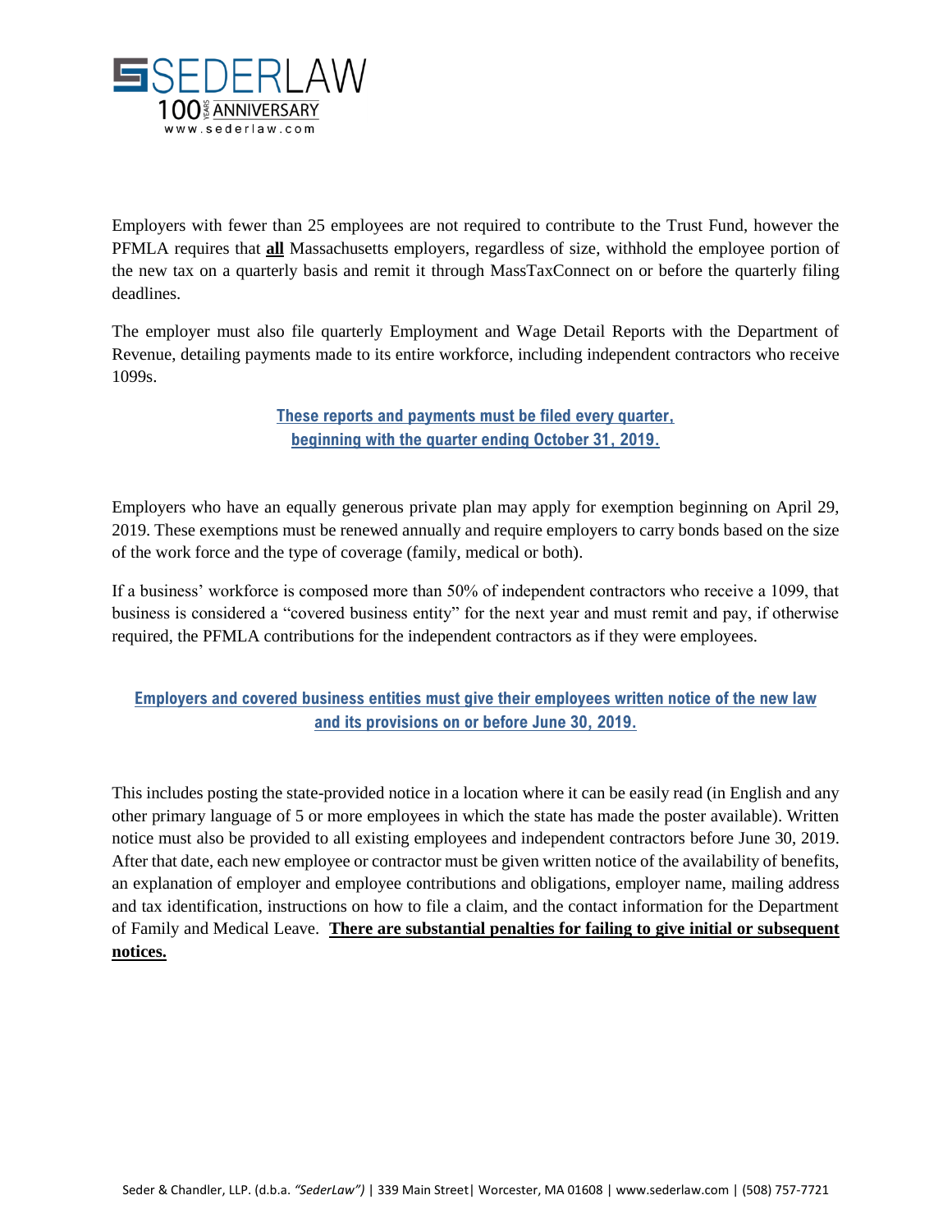Employers with fewer than 25 employees are not required to contribute to the Trust Fund, however the PFMLA requires that **all** Massachusetts employers, regardless of size, withhold the employee portion of the new tax on a quarterly basis and remit it through MassTaxConnect on or before the quarterly filing deadlines.

The employer must also file quarterly Employment and Wage Detail Reports with the Department of Revenue, detailing payments made to its entire workforce, including independent contractors who receive 1099s.

**These reports and payments must be filed every quarter, beginning with the quarter ending October 31, 2019.**

Employers who have an equally generous private plan may apply for exemption beginning on April 29, 2019. These exemptions must be renewed annually and require employers to carry bonds based on the size of the work force and the type of coverage (family, medical or both).

If a business' workforce is composed more than 50% of independent contractors who receive a 1099, that business is considered a "covered business entity" for the next year and must remit and pay, if otherwise required, the PFMLA contributions for the independent contractors as if they were employees.

**Employers and covered business entities must give their employees written notice of the new law and its provisions on or before June 30, 2019.**

This includes posting the state-provided notice in a location where it can be easily read (in English and any other primary language of 5 or more employees in which the state has made the poster available). Written notice must also be provided to all existing employees and independent contractors before June 30, 2019. After that date, each new employee or contractor must be given written notice of the availability of benefits, an explanation of employer and employee contributions and obligations, employer name, mailing address and tax identification, instructions on how to file a claim, and the contact information for the Department of Family and Medical Leave. **There are substantial penalties for failing to give initial or subsequent notices.**